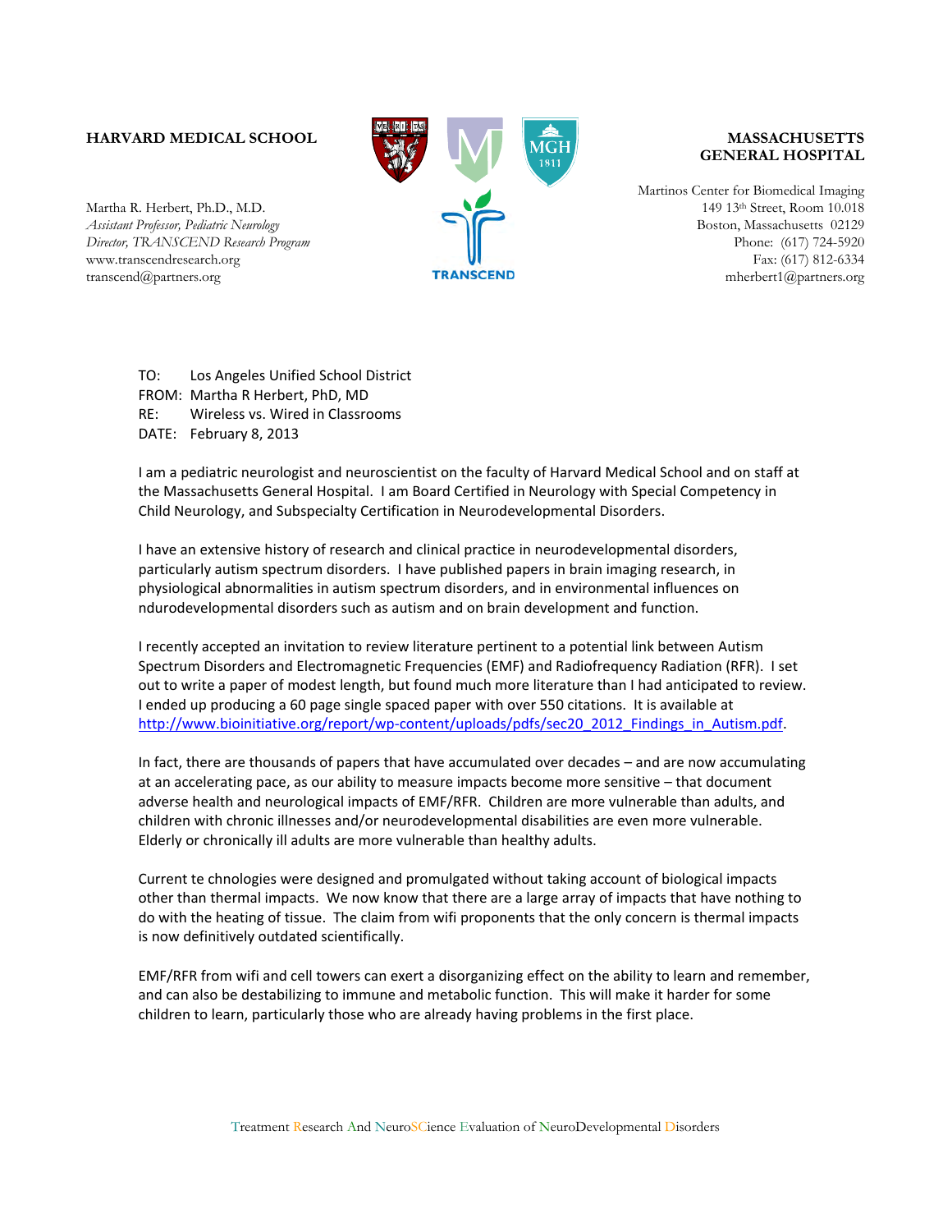**HARVARD MEDICAL SCHOOL**

**MASSACHUSETTS GENERAL HOSPITAL**

Martha R. Herbert, Ph.D., M.D.
*Assistant Professor, Pediatric Neurology*
*Director, TRANSCEND Research Program*
www.transcendresearch.org
transcend@partners.org

TRANSCEND

Martinos Center for Biomedical Imaging
149 13th Street, Room 10.018
Boston, Massachusetts 02129
Phone: (617) 724-5920
Fax: (617) 812-6334
mherbert1@partners.org

TO: Los Angeles Unified School District
FROM: Martha R Herbert, PhD, MD
RE: Wireless vs. Wired in Classrooms
DATE: February 8, 2013

I am a pediatric neurologist and neuroscientist on the faculty of Harvard Medical School and on staff at the Massachusetts General Hospital. I am Board Certified in Neurology with Special Competency in Child Neurology, and Subspecialty Certification in Neurodevelopmental Disorders.

I have an extensive history of research and clinical practice in neurodevelopmental disorders, particularly autism spectrum disorders. I have published papers in brain imaging research, in physiological abnormalities in autism spectrum disorders, and in environmental influences on ndurodevelopmental disorders such as autism and on brain development and function.

I recently accepted an invitation to review literature pertinent to a potential link between Autism Spectrum Disorders and Electromagnetic Frequencies (EMF) and Radiofrequency Radiation (RFR). I set out to write a paper of modest length, but found much more literature than I had anticipated to review. I ended up producing a 60 page single spaced paper with over 550 citations. It is available at http://www.bioinitiative.org/report/wp-content/uploads/pdfs/sec20_2012_Findings_in_Autism.pdf.

In fact, there are thousands of papers that have accumulated over decades – and are now accumulating at an accelerating pace, as our ability to measure impacts become more sensitive – that document adverse health and neurological impacts of EMF/RFR. Children are more vulnerable than adults, and children with chronic illnesses and/or neurodevelopmental disabilities are even more vulnerable. Elderly or chronically ill adults are more vulnerable than healthy adults.

Current te chnologies were designed and promulgated without taking account of biological impacts other than thermal impacts. We now know that there are a large array of impacts that have nothing to do with the heating of tissue. The claim from wifi proponents that the only concern is thermal impacts is now definitively outdated scientifically.

EMF/RFR from wifi and cell towers can exert a disorganizing effect on the ability to learn and remember, and can also be destabilizing to immune and metabolic function. This will make it harder for some children to learn, particularly those who are already having problems in the first place.

Treatment Research And NeuroSCience Evaluation of NeuroDevelopmental Disorders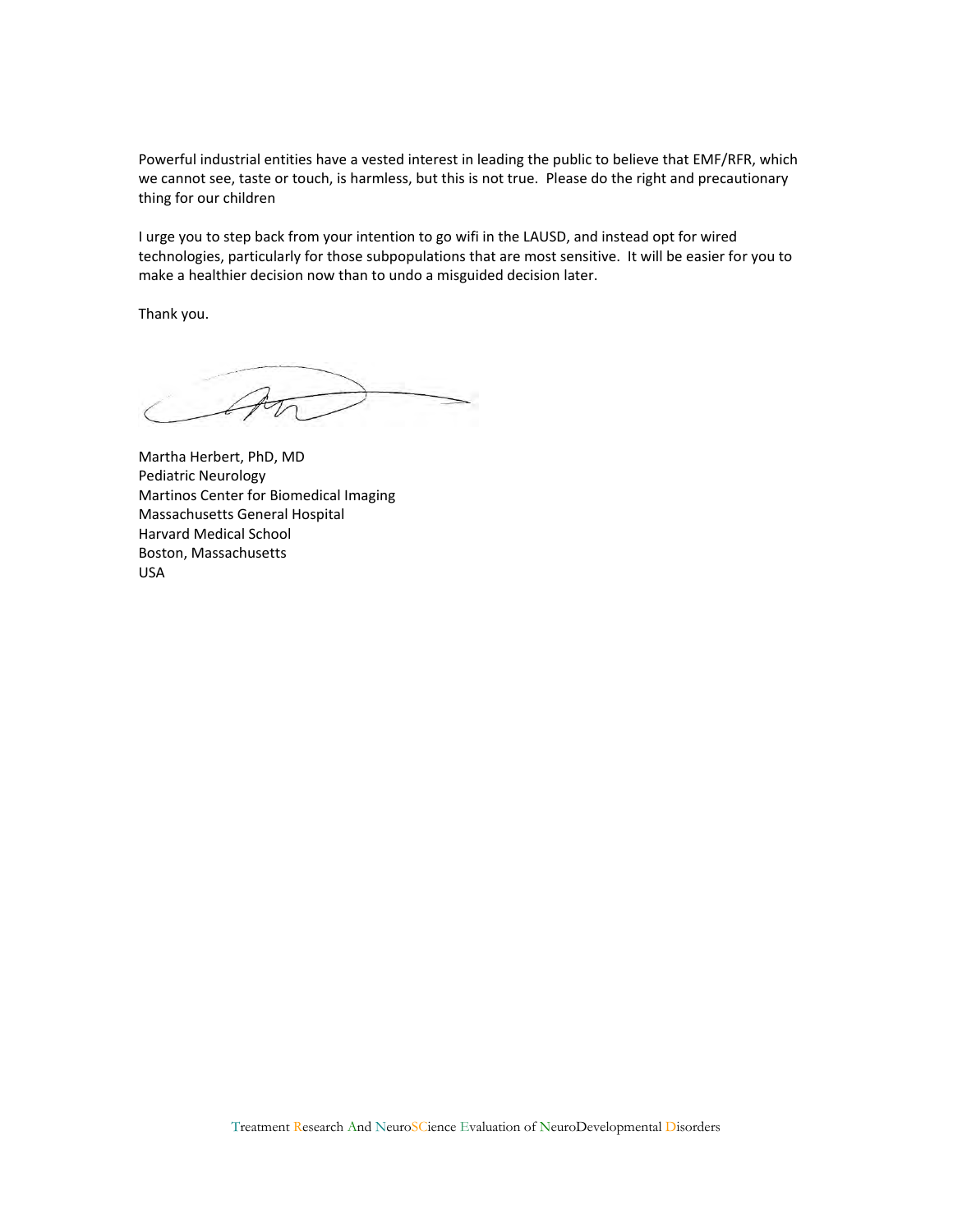Powerful industrial entities have a vested interest in leading the public to believe that EMF/RFR, which we cannot see, taste or touch, is harmless, but this is not true. Please do the right and precautionary thing for our children

I urge you to step back from your intention to go wifi in the LAUSD, and instead opt for wired technologies, particularly for those subpopulations that are most sensitive. It will be easier for you to make a healthier decision now than to undo a misguided decision later.

Thank you.

Martha Herbert, PhD, MD
Pediatric Neurology
Martinos Center for Biomedical Imaging
Massachusetts General Hospital
Harvard Medical School
Boston, Massachusetts
USA

Treatment Research And NeuroSCience Evaluation of NeuroDevelopmental Disorders